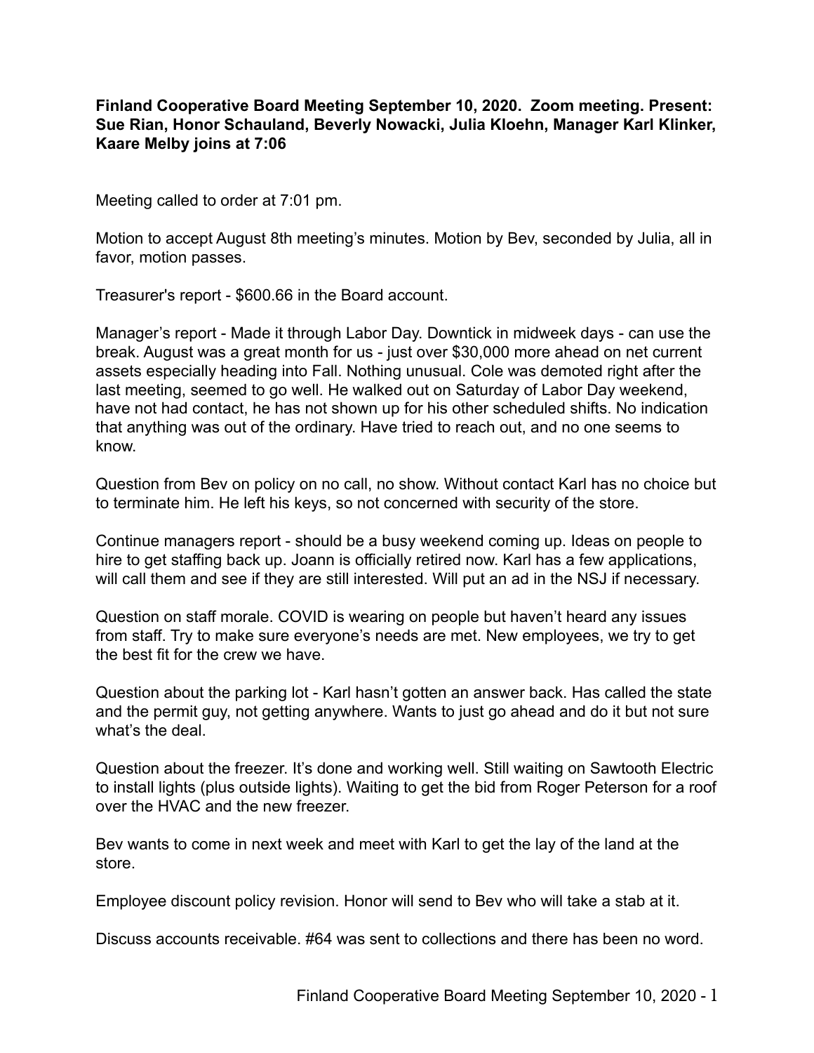**Finland Cooperative Board Meeting September 10, 2020. Zoom meeting. Present: Sue Rian, Honor Schauland, Beverly Nowacki, Julia Kloehn, Manager Karl Klinker, Kaare Melby joins at 7:06**

Meeting called to order at 7:01 pm.

Motion to accept August 8th meeting's minutes. Motion by Bev, seconded by Julia, all in favor, motion passes.

Treasurer's report - $600.66 in the Board account.

Manager's report - Made it through Labor Day. Downtick in midweek days - can use the break. August was a great month for us - just over $30,000 more ahead on net current assets especially heading into Fall. Nothing unusual. Cole was demoted right after the last meeting, seemed to go well. He walked out on Saturday of Labor Day weekend, have not had contact, he has not shown up for his other scheduled shifts. No indication that anything was out of the ordinary. Have tried to reach out, and no one seems to know.

Question from Bev on policy on no call, no show. Without contact Karl has no choice but to terminate him. He left his keys, so not concerned with security of the store.

Continue managers report - should be a busy weekend coming up. Ideas on people to hire to get staffing back up. Joann is officially retired now. Karl has a few applications, will call them and see if they are still interested. Will put an ad in the NSJ if necessary.

Question on staff morale. COVID is wearing on people but haven't heard any issues from staff. Try to make sure everyone's needs are met. New employees, we try to get the best fit for the crew we have.

Question about the parking lot - Karl hasn't gotten an answer back. Has called the state and the permit guy, not getting anywhere. Wants to just go ahead and do it but not sure what's the deal.

Question about the freezer. It's done and working well. Still waiting on Sawtooth Electric to install lights (plus outside lights). Waiting to get the bid from Roger Peterson for a roof over the HVAC and the new freezer.

Bev wants to come in next week and meet with Karl to get the lay of the land at the store.

Employee discount policy revision. Honor will send to Bev who will take a stab at it.

Discuss accounts receivable. #64 was sent to collections and there has been no word.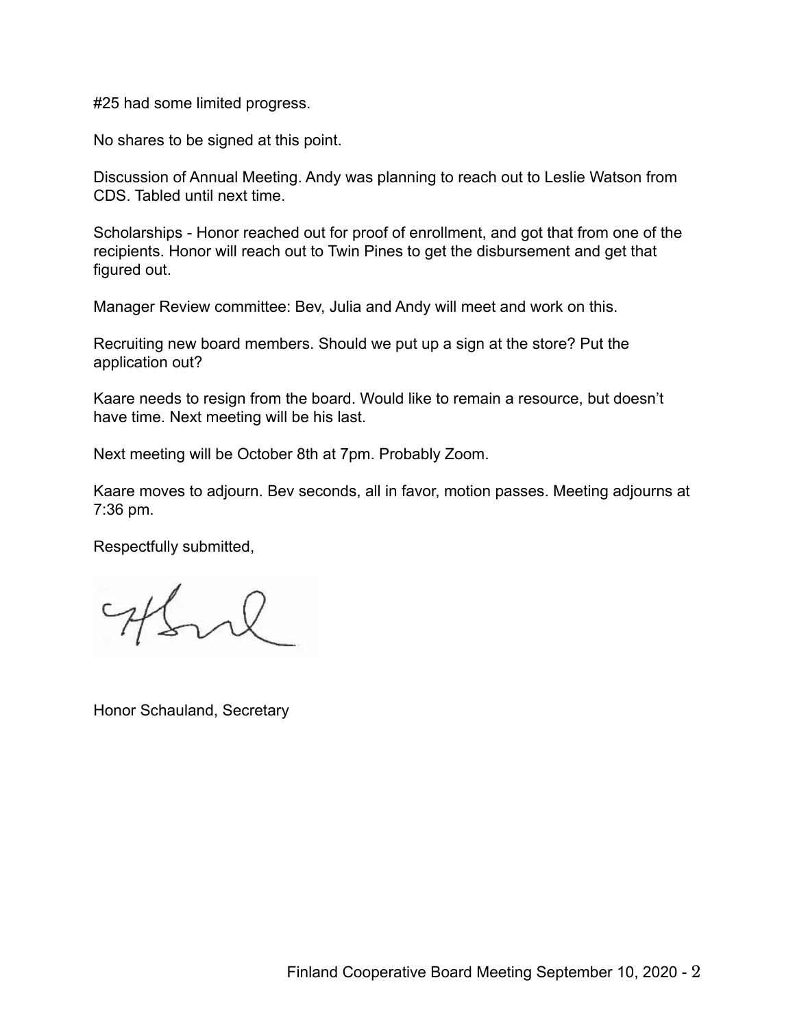#25 had some limited progress.

No shares to be signed at this point.

Discussion of Annual Meeting. Andy was planning to reach out to Leslie Watson from CDS. Tabled until next time.

Scholarships - Honor reached out for proof of enrollment, and got that from one of the recipients. Honor will reach out to Twin Pines to get the disbursement and get that figured out.

Manager Review committee: Bev, Julia and Andy will meet and work on this.

Recruiting new board members. Should we put up a sign at the store? Put the application out?

Kaare needs to resign from the board. Would like to remain a resource, but doesn't have time. Next meeting will be his last.

Next meeting will be October 8th at 7pm. Probably Zoom.

Kaare moves to adjourn. Bev seconds, all in favor, motion passes. Meeting adjourns at 7:36 pm.

Respectfully submitted,

Honor Schauland, Secretary